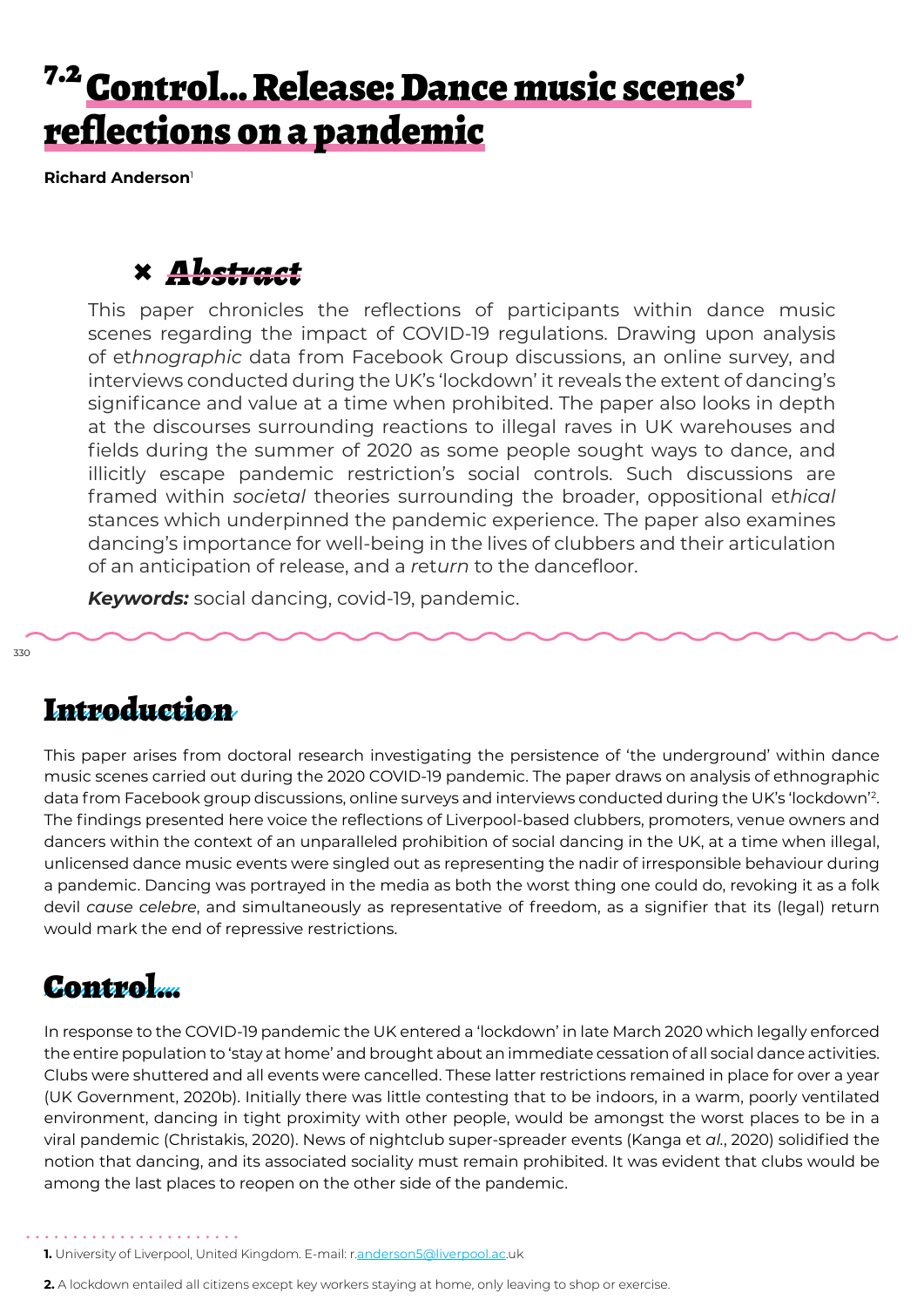# 7.2 Control... Release: Dance music scenes' reflections on a pandemic

**Richard Anderson**[1]

## Abstract

This paper chronicles the reflections of participants within dance music scenes regarding the impact of COVID-19 regulations. Drawing upon analysis of ethnographic data from Facebook Group discussions, an online survey, and interviews conducted during the UK's 'lockdown' it reveals the extent of dancing's significance and value at a time when prohibited. The paper also looks in depth at the discourses surrounding reactions to illegal raves in UK warehouses and fields during the summer of 2020 as some people sought ways to dance, and illicitly escape pandemic restriction's social controls. Such discussions are framed within societal theories surrounding the broader, oppositional ethical stances which underpinned the pandemic experience. The paper also examines dancing's importance for well-being in the lives of clubbers and their articulation of an anticipation of release, and a return to the dancefloor.

***Keywords:*** social dancing, covid-19, pandemic.

## Introduction

This paper arises from doctoral research investigating the persistence of 'the underground' within dance music scenes carried out during the 2020 COVID-19 pandemic. The paper draws on analysis of ethnographic data from Facebook group discussions, online surveys and interviews conducted during the UK's 'lockdown'[2]. The findings presented here voice the reflections of Liverpool-based clubbers, promoters, venue owners and dancers within the context of an unparalleled prohibition of social dancing in the UK, at a time when illegal, unlicensed dance music events were singled out as representing the nadir of irresponsible behaviour during a pandemic. Dancing was portrayed in the media as both the worst thing one could do, revoking it as a folk devil *cause celebre*, and simultaneously as representative of freedom, as a signifier that its (legal) return would mark the end of repressive restrictions.

## Control...

In response to the COVID-19 pandemic the UK entered a 'lockdown' in late March 2020 which legally enforced the entire population to 'stay at home' and brought about an immediate cessation of all social dance activities. Clubs were shuttered and all events were cancelled. These latter restrictions remained in place for over a year (UK Government, 2020b). Initially there was little contesting that to be indoors, in a warm, poorly ventilated environment, dancing in tight proximity with other people, would be amongst the worst places to be in a viral pandemic (Christakis, 2020). News of nightclub super-spreader events (Kanga et *al.*, 2020) solidified the notion that dancing, and its associated sociality must remain prohibited. It was evident that clubs would be among the last places to reopen on the other side of the pandemic.

---

**1.** University of Liverpool, United Kingdom. E-mail: r.anderson5@liverpool.ac.uk

**2.** A lockdown entailed all citizens except key workers staying at home, only leaving to shop or exercise.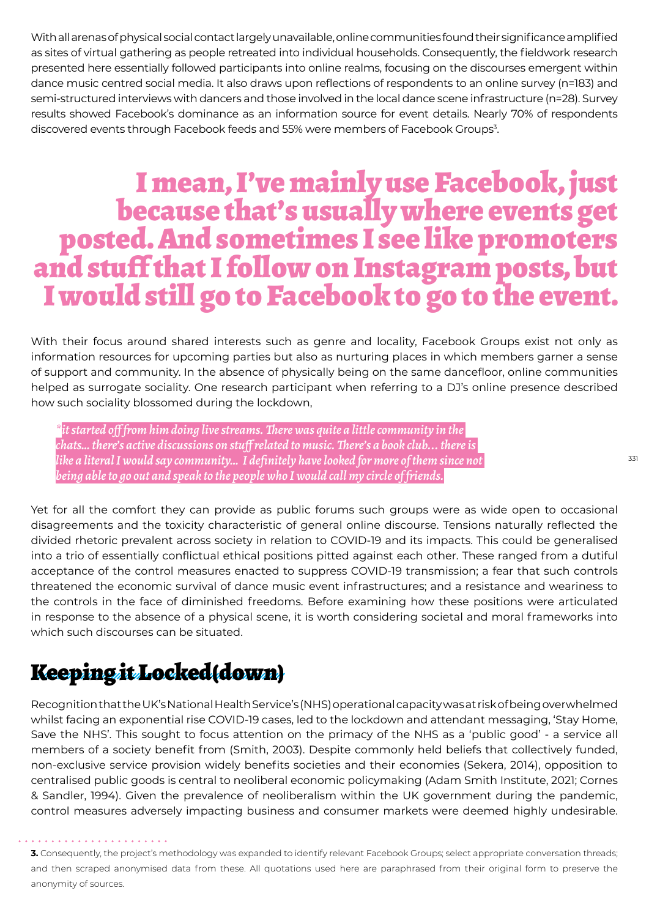With all arenas of physical social contact largely unavailable, online communities found their significance amplified as sites of virtual gathering as people retreated into individual households. Consequently, the fieldwork research presented here essentially followed participants into online realms, focusing on the discourses emergent within dance music centred social media. It also draws upon reflections of respondents to an online survey (n=183) and semi-structured interviews with dancers and those involved in the local dance scene infrastructure (n=28). Survey results showed Facebook's dominance as an information source for event details. Nearly 70% of respondents discovered events through Facebook feeds and 55% were members of Facebook Groups[3].

**I mean, I've mainly use Facebook, just because that's usually where events get posted. And sometimes I see like promoters and stuff that I follow on Instagram posts, but I would still go to Facebook to go to the event.**

With their focus around shared interests such as genre and locality, Facebook Groups exist not only as information resources for upcoming parties but also as nurturing places in which members garner a sense of support and community. In the absence of physically being on the same dancefloor, online communities helped as surrogate sociality. One research participant when referring to a DJ's online presence described how such sociality blossomed during the lockdown,

> *it started off from him doing live streams. There was quite a little community in the chats... there's active discussions on stuff related to music. There's a book club… there is like a literal I would say community... I definitely have looked for more of them since not being able to go out and speak to the people who I would call my circle of friends.*

Yet for all the comfort they can provide as public forums such groups were as wide open to occasional disagreements and the toxicity characteristic of general online discourse. Tensions naturally reflected the divided rhetoric prevalent across society in relation to COVID-19 and its impacts. This could be generalised into a trio of essentially conflictual ethical positions pitted against each other. These ranged from a dutiful acceptance of the control measures enacted to suppress COVID-19 transmission; a fear that such controls threatened the economic survival of dance music event infrastructures; and a resistance and weariness to the controls in the face of diminished freedoms. Before examining how these positions were articulated in response to the absence of a physical scene, it is worth considering societal and moral frameworks into which such discourses can be situated.

## Keeping it Locked(down)

Recognition that the UK's National Health Service's (NHS) operational capacity was at risk of being overwhelmed whilst facing an exponential rise COVID-19 cases, led to the lockdown and attendant messaging, 'Stay Home, Save the NHS'. This sought to focus attention on the primacy of the NHS as a 'public good' - a service all members of a society benefit from (Smith, 2003). Despite commonly held beliefs that collectively funded, non-exclusive service provision widely benefits societies and their economies (Sekera, 2014), opposition to centralised public goods is central to neoliberal economic policymaking (Adam Smith Institute, 2021; Cornes & Sandler, 1994). Given the prevalence of neoliberalism within the UK government during the pandemic, control measures adversely impacting business and consumer markets were deemed highly undesirable.

---

**3.** Consequently, the project's methodology was expanded to identify relevant Facebook Groups; select appropriate conversation threads; and then scraped anonymised data from these. All quotations used here are paraphrased from their original form to preserve the anonymity of sources.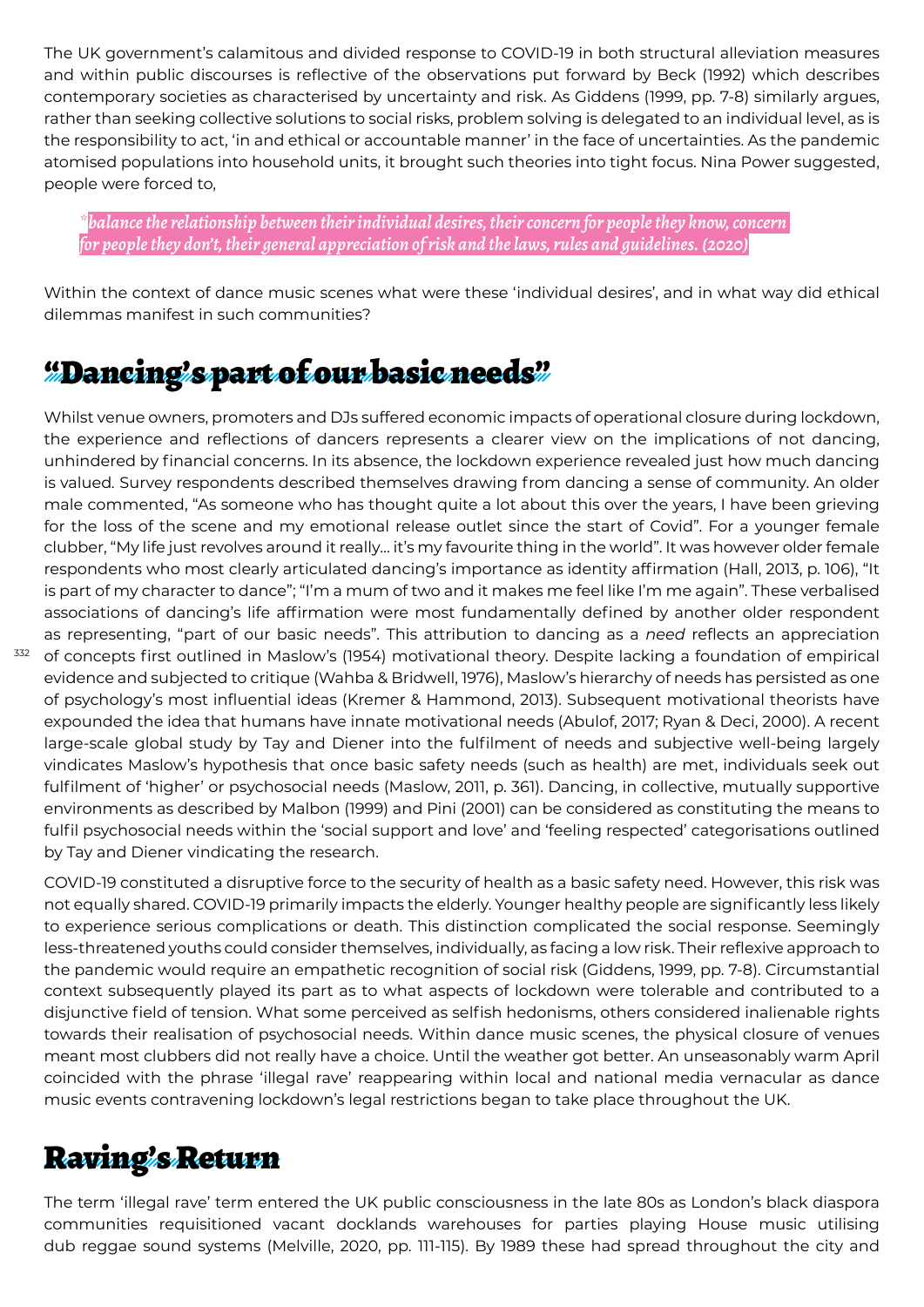The UK government's calamitous and divided response to COVID-19 in both structural alleviation measures and within public discourses is reflective of the observations put forward by Beck (1992) which describes contemporary societies as characterised by uncertainty and risk. As Giddens (1999, pp. 7-8) similarly argues, rather than seeking collective solutions to social risks, problem solving is delegated to an individual level, as is the responsibility to act, 'in and ethical or accountable manner' in the face of uncertainties. As the pandemic atomised populations into household units, it brought such theories into tight focus. Nina Power suggested, people were forced to,

> *balance the relationship between their individual desires, their concern for people they know, concern for people they don't, their general appreciation of risk and the laws, rules and guidelines. (2020)*

Within the context of dance music scenes what were these 'individual desires', and in what way did ethical dilemmas manifest in such communities?

## "Dancing's part of our basic needs"

Whilst venue owners, promoters and DJs suffered economic impacts of operational closure during lockdown, the experience and reflections of dancers represents a clearer view on the implications of not dancing, unhindered by financial concerns. In its absence, the lockdown experience revealed just how much dancing is valued. Survey respondents described themselves drawing from dancing a sense of community. An older male commented, "As someone who has thought quite a lot about this over the years, I have been grieving for the loss of the scene and my emotional release outlet since the start of Covid". For a younger female clubber, "My life just revolves around it really… it's my favourite thing in the world". It was however older female respondents who most clearly articulated dancing's importance as identity affirmation (Hall, 2013, p. 106), "It is part of my character to dance"; "I'm a mum of two and it makes me feel like I'm me again". These verbalised associations of dancing's life affirmation were most fundamentally defined by another older respondent as representing, "part of our basic needs". This attribution to dancing as a *need* reflects an appreciation of concepts first outlined in Maslow's (1954) motivational theory. Despite lacking a foundation of empirical evidence and subjected to critique (Wahba & Bridwell, 1976), Maslow's hierarchy of needs has persisted as one of psychology's most influential ideas (Kremer & Hammond, 2013). Subsequent motivational theorists have expounded the idea that humans have innate motivational needs (Abulof, 2017; Ryan & Deci, 2000). A recent large-scale global study by Tay and Diener into the fulfilment of needs and subjective well-being largely vindicates Maslow's hypothesis that once basic safety needs (such as health) are met, individuals seek out fulfilment of 'higher' or psychosocial needs (Maslow, 2011, p. 361). Dancing, in collective, mutually supportive environments as described by Malbon (1999) and Pini (2001) can be considered as constituting the means to fulfil psychosocial needs within the 'social support and love' and 'feeling respected' categorisations outlined by Tay and Diener vindicating the research.

COVID-19 constituted a disruptive force to the security of health as a basic safety need. However, this risk was not equally shared. COVID-19 primarily impacts the elderly. Younger healthy people are significantly less likely to experience serious complications or death. This distinction complicated the social response. Seemingly less-threatened youths could consider themselves, individually, as facing a low risk. Their reflexive approach to the pandemic would require an empathetic recognition of social risk (Giddens, 1999, pp. 7-8). Circumstantial context subsequently played its part as to what aspects of lockdown were tolerable and contributed to a disjunctive field of tension. What some perceived as selfish hedonisms, others considered inalienable rights towards their realisation of psychosocial needs. Within dance music scenes, the physical closure of venues meant most clubbers did not really have a choice. Until the weather got better. An unseasonably warm April coincided with the phrase 'illegal rave' reappearing within local and national media vernacular as dance music events contravening lockdown's legal restrictions began to take place throughout the UK.

## Raving's Return

The term 'illegal rave' term entered the UK public consciousness in the late 80s as London's black diaspora communities requisitioned vacant docklands warehouses for parties playing House music utilising dub reggae sound systems (Melville, 2020, pp. 111-115). By 1989 these had spread throughout the city and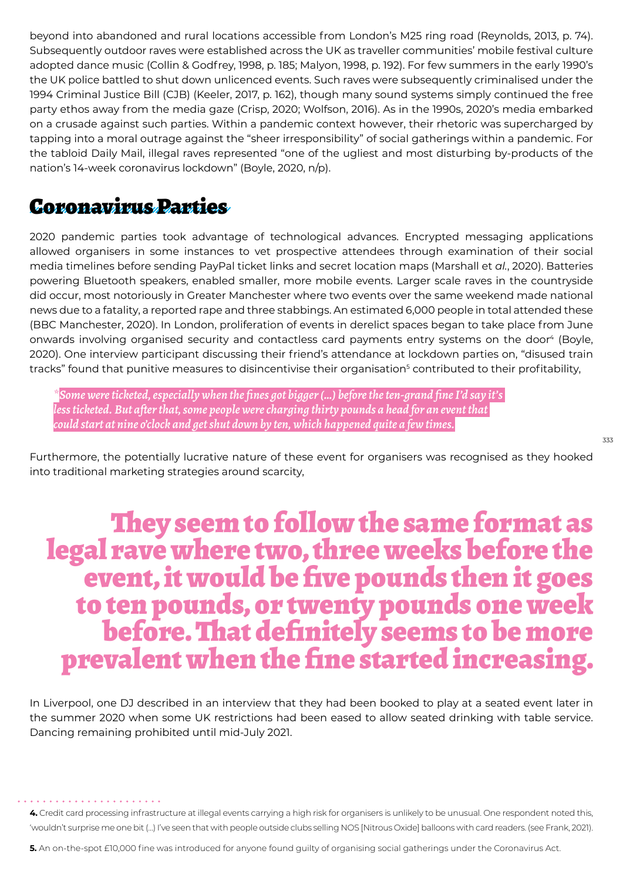beyond into abandoned and rural locations accessible from London's M25 ring road (Reynolds, 2013, p. 74). Subsequently outdoor raves were established across the UK as traveller communities' mobile festival culture adopted dance music (Collin & Godfrey, 1998, p. 185; Malyon, 1998, p. 192). For few summers in the early 1990's the UK police battled to shut down unlicenced events. Such raves were subsequently criminalised under the 1994 Criminal Justice Bill (CJB) (Keeler, 2017, p. 162), though many sound systems simply continued the free party ethos away from the media gaze (Crisp, 2020; Wolfson, 2016). As in the 1990s, 2020's media embarked on a crusade against such parties. Within a pandemic context however, their rhetoric was supercharged by tapping into a moral outrage against the "sheer irresponsibility" of social gatherings within a pandemic. For the tabloid Daily Mail, illegal raves represented "one of the ugliest and most disturbing by-products of the nation's 14-week coronavirus lockdown" (Boyle, 2020, n/p).

## Coronavirus Parties

2020 pandemic parties took advantage of technological advances. Encrypted messaging applications allowed organisers in some instances to vet prospective attendees through examination of their social media timelines before sending PayPal ticket links and secret location maps (Marshall et *al.*, 2020). Batteries powering Bluetooth speakers, enabled smaller, more mobile events. Larger scale raves in the countryside did occur, most notoriously in Greater Manchester where two events over the same weekend made national news due to a fatality, a reported rape and three stabbings. An estimated 6,000 people in total attended these (BBC Manchester, 2020). In London, proliferation of events in derelict spaces began to take place from June onwards involving organised security and contactless card payments entry systems on the door[4] (Boyle, 2020). One interview participant discussing their friend's attendance at lockdown parties on, "disused train tracks" found that punitive measures to disincentivise their organisation[5] contributed to their profitability,

> *Some were ticketed, especially when the fines got bigger (...) before the ten-grand fine I'd say it's less ticketed. But after that, some people were charging thirty pounds a head for an event that could start at nine o'clock and get shut down by ten, which happened quite a few times.*

Furthermore, the potentially lucrative nature of these event for organisers was recognised as they hooked into traditional marketing strategies around scarcity,

> **They seem to follow the same format as legal rave where two, three weeks before the event, it would be five pounds then it goes to ten pounds, or twenty pounds one week before. That definitely seems to be more prevalent when the fine started increasing.**

In Liverpool, one DJ described in an interview that they had been booked to play at a seated event later in the summer 2020 when some UK restrictions had been eased to allow seated drinking with table service. Dancing remaining prohibited until mid-July 2021.

---

**4.** Credit card processing infrastructure at illegal events carrying a high risk for organisers is unlikely to be unusual. One respondent noted this, 'wouldn't surprise me one bit (...) I've seen that with people outside clubs selling NOS [Nitrous Oxide] balloons with card readers. (see Frank, 2021).

**5.** An on-the-spot £10,000 fine was introduced for anyone found guilty of organising social gatherings under the Coronavirus Act.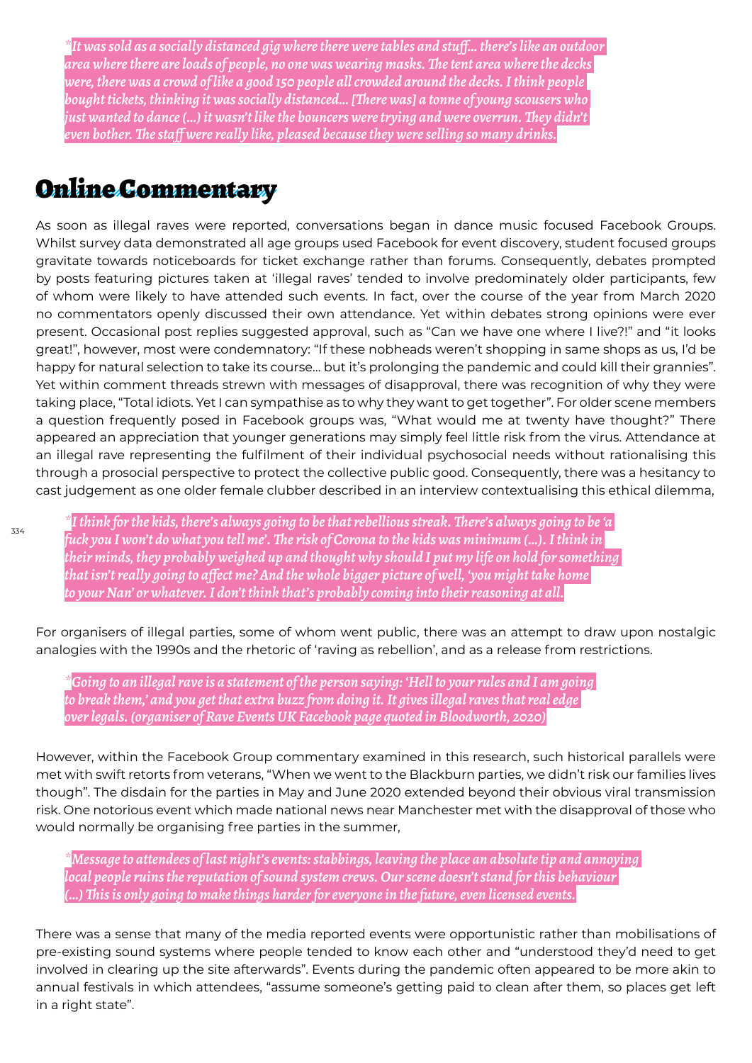*"It was sold as a socially distanced gig where there were tables and stuff... there's like an outdoor area where there are loads of people, no one was wearing masks. The tent area where the decks were, there was a crowd of like a good 150 people all crowded around the decks. I think people bought tickets, thinking it was socially distanced... [There was] a tonne of young scousers who just wanted to dance (...) it wasn't like the bouncers were trying and were overrun. They didn't even bother. The staff were really like, pleased because they were selling so many drinks.*

## Online Commentary

As soon as illegal raves were reported, conversations began in dance music focused Facebook Groups. Whilst survey data demonstrated all age groups used Facebook for event discovery, student focused groups gravitate towards noticeboards for ticket exchange rather than forums. Consequently, debates prompted by posts featuring pictures taken at 'illegal raves' tended to involve predominately older participants, few of whom were likely to have attended such events. In fact, over the course of the year from March 2020 no commentators openly discussed their own attendance. Yet within debates strong opinions were ever present. Occasional post replies suggested approval, such as "Can we have one where I live?!" and "it looks great!", however, most were condemnatory: "If these nobheads weren't shopping in same shops as us, I'd be happy for natural selection to take its course... but it's prolonging the pandemic and could kill their grannies". Yet within comment threads strewn with messages of disapproval, there was recognition of why they were taking place, "Total idiots. Yet I can sympathise as to why they want to get together". For older scene members a question frequently posed in Facebook groups was, "What would me at twenty have thought?" There appeared an appreciation that younger generations may simply feel little risk from the virus. Attendance at an illegal rave representing the fulfilment of their individual psychosocial needs without rationalising this through a prosocial perspective to protect the collective public good. Consequently, there was a hesitancy to cast judgement as one older female clubber described in an interview contextualising this ethical dilemma,

*"I think for the kids, there's always going to be that rebellious streak. There's always going to be 'a fuck you I won't do what you tell me'. The risk of Corona to the kids was minimum (...). I think in their minds, they probably weighed up and thought why should I put my life on hold for something that isn't really going to affect me? And the whole bigger picture of well, 'you might take home to your Nan' or whatever. I don't think that's probably coming into their reasoning at all.*

For organisers of illegal parties, some of whom went public, there was an attempt to draw upon nostalgic analogies with the 1990s and the rhetoric of 'raving as rebellion', and as a release from restrictions.

*"Going to an illegal rave is a statement of the person saying: 'Hell to your rules and I am going to break them,' and you get that extra buzz from doing it. It gives illegal raves that real edge over legals. (organiser of Rave Events UK Facebook page quoted in Bloodworth, 2020)*

However, within the Facebook Group commentary examined in this research, such historical parallels were met with swift retorts from veterans, "When we went to the Blackburn parties, we didn't risk our families lives though". The disdain for the parties in May and June 2020 extended beyond their obvious viral transmission risk. One notorious event which made national news near Manchester met with the disapproval of those who would normally be organising free parties in the summer,

*"Message to attendees of last night's events: stabbings, leaving the place an absolute tip and annoying local people ruins the reputation of sound system crews. Our scene doesn't stand for this behaviour (...) This is only going to make things harder for everyone in the future, even licensed events.*

There was a sense that many of the media reported events were opportunistic rather than mobilisations of pre-existing sound systems where people tended to know each other and "understood they'd need to get involved in clearing up the site afterwards". Events during the pandemic often appeared to be more akin to annual festivals in which attendees, "assume someone's getting paid to clean after them, so places get left in a right state".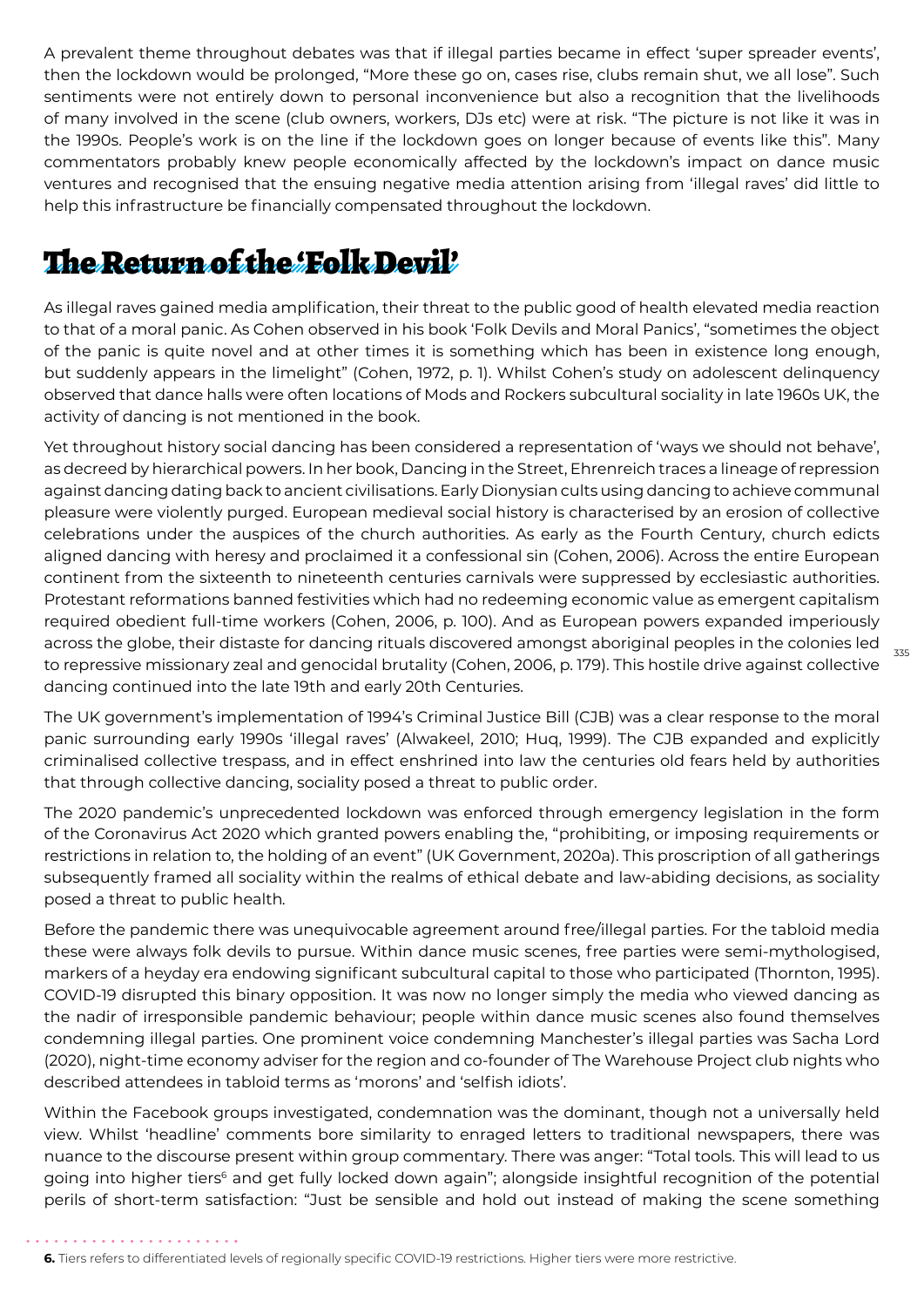A prevalent theme throughout debates was that if illegal parties became in effect 'super spreader events', then the lockdown would be prolonged, "More these go on, cases rise, clubs remain shut, we all lose". Such sentiments were not entirely down to personal inconvenience but also a recognition that the livelihoods of many involved in the scene (club owners, workers, DJs etc) were at risk. "The picture is not like it was in the 1990s. People's work is on the line if the lockdown goes on longer because of events like this". Many commentators probably knew people economically affected by the lockdown's impact on dance music ventures and recognised that the ensuing negative media attention arising from 'illegal raves' did little to help this infrastructure be financially compensated throughout the lockdown.

## The Return of the 'Folk Devil'

As illegal raves gained media amplification, their threat to the public good of health elevated media reaction to that of a moral panic. As Cohen observed in his book 'Folk Devils and Moral Panics', "sometimes the object of the panic is quite novel and at other times it is something which has been in existence long enough, but suddenly appears in the limelight" (Cohen, 1972, p. 1). Whilst Cohen's study on adolescent delinquency observed that dance halls were often locations of Mods and Rockers subcultural sociality in late 1960s UK, the activity of dancing is not mentioned in the book.

Yet throughout history social dancing has been considered a representation of 'ways we should not behave', as decreed by hierarchical powers. In her book, Dancing in the Street, Ehrenreich traces a lineage of repression against dancing dating back to ancient civilisations. Early Dionysian cults using dancing to achieve communal pleasure were violently purged. European medieval social history is characterised by an erosion of collective celebrations under the auspices of the church authorities. As early as the Fourth Century, church edicts aligned dancing with heresy and proclaimed it a confessional sin (Cohen, 2006). Across the entire European continent from the sixteenth to nineteenth centuries carnivals were suppressed by ecclesiastic authorities. Protestant reformations banned festivities which had no redeeming economic value as emergent capitalism required obedient full-time workers (Cohen, 2006, p. 100). And as European powers expanded imperiously across the globe, their distaste for dancing rituals discovered amongst aboriginal peoples in the colonies led to repressive missionary zeal and genocidal brutality (Cohen, 2006, p. 179). This hostile drive against collective dancing continued into the late 19th and early 20th Centuries.

The UK government's implementation of 1994's Criminal Justice Bill (CJB) was a clear response to the moral panic surrounding early 1990s 'illegal raves' (Alwakeel, 2010; Huq, 1999). The CJB expanded and explicitly criminalised collective trespass, and in effect enshrined into law the centuries old fears held by authorities that through collective dancing, sociality posed a threat to public order.

The 2020 pandemic's unprecedented lockdown was enforced through emergency legislation in the form of the Coronavirus Act 2020 which granted powers enabling the, "prohibiting, or imposing requirements or restrictions in relation to, the holding of an event" (UK Government, 2020a). This proscription of all gatherings subsequently framed all sociality within the realms of ethical debate and law-abiding decisions, as sociality posed a threat to public health.

Before the pandemic there was unequivocable agreement around free/illegal parties. For the tabloid media these were always folk devils to pursue. Within dance music scenes, free parties were semi-mythologised, markers of a heyday era endowing significant subcultural capital to those who participated (Thornton, 1995). COVID-19 disrupted this binary opposition. It was now no longer simply the media who viewed dancing as the nadir of irresponsible pandemic behaviour; people within dance music scenes also found themselves condemning illegal parties. One prominent voice condemning Manchester's illegal parties was Sacha Lord (2020), night-time economy adviser for the region and co-founder of The Warehouse Project club nights who described attendees in tabloid terms as 'morons' and 'selfish idiots'.

Within the Facebook groups investigated, condemnation was the dominant, though not a universally held view. Whilst 'headline' comments bore similarity to enraged letters to traditional newspapers, there was nuance to the discourse present within group commentary. There was anger: "Total tools. This will lead to us going into higher tiers[6] and get fully locked down again"; alongside insightful recognition of the potential perils of short-term satisfaction: "Just be sensible and hold out instead of making the scene something

**6.** Tiers refers to differentiated levels of regionally specific COVID-19 restrictions. Higher tiers were more restrictive.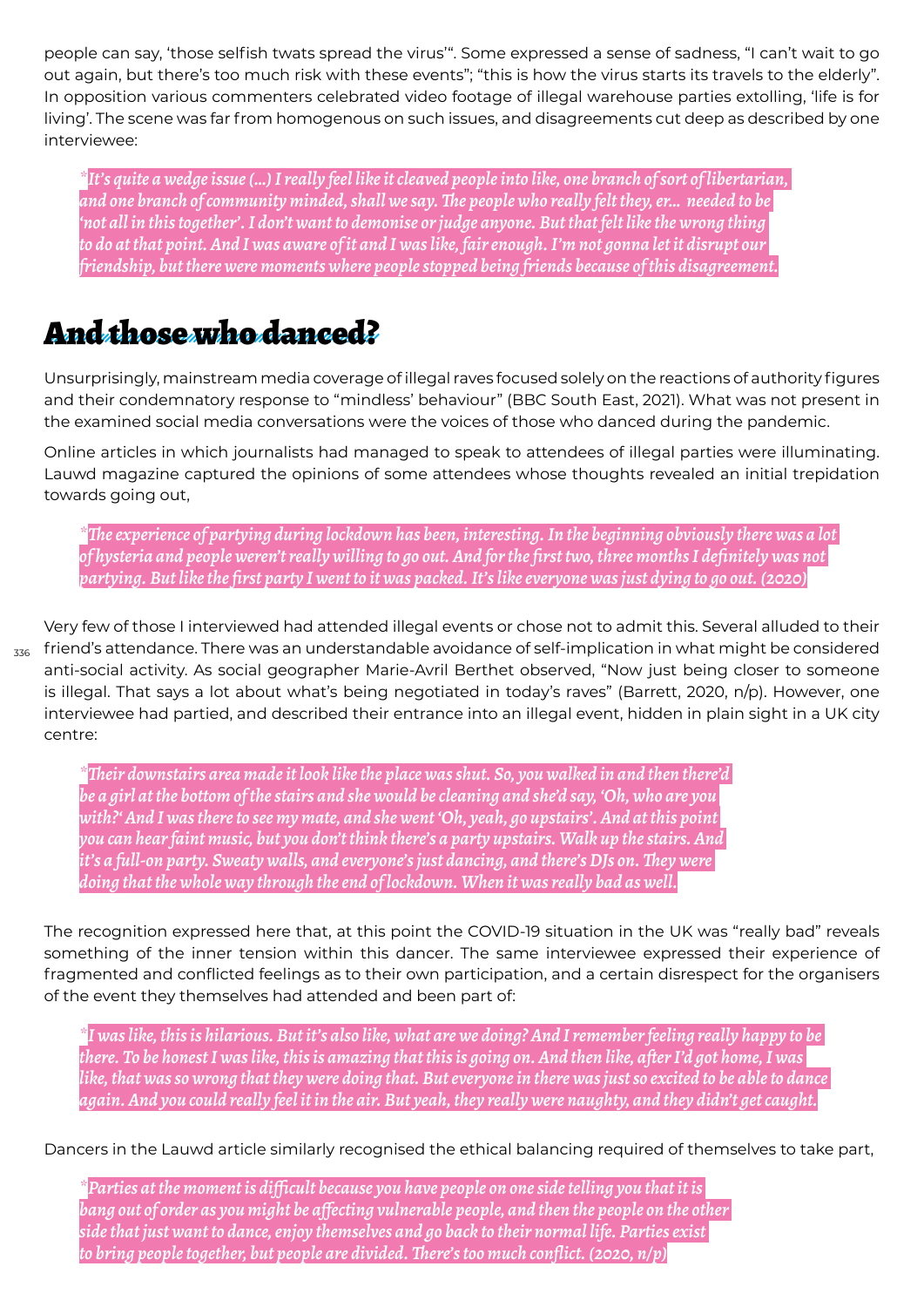people can say, 'those selfish twats spread the virus'". Some expressed a sense of sadness, "I can't wait to go out again, but there's too much risk with these events"; "this is how the virus starts its travels to the elderly". In opposition various commenters celebrated video footage of illegal warehouse parties extolling, 'life is for living'. The scene was far from homogenous on such issues, and disagreements cut deep as described by one interviewee:

> *It's quite a wedge issue (...) I really feel like it cleaved people into like, one branch of sort of libertarian, and one branch of community minded, shall we say. The people who really felt they, er... needed to be 'not all in this together'. I don't want to demonise or judge anyone. But that felt like the wrong thing to do at that point. And I was aware of it and I was like, fair enough. I'm not gonna let it disrupt our friendship, but there were moments where people stopped being friends because of this disagreement.*

## And those who danced?

Unsurprisingly, mainstream media coverage of illegal raves focused solely on the reactions of authority figures and their condemnatory response to "mindless' behaviour" (BBC South East, 2021). What was not present in the examined social media conversations were the voices of those who danced during the pandemic.

Online articles in which journalists had managed to speak to attendees of illegal parties were illuminating. Lauwd magazine captured the opinions of some attendees whose thoughts revealed an initial trepidation towards going out,

> *The experience of partying during lockdown has been, interesting. In the beginning obviously there was a lot of hysteria and people weren't really willing to go out. And for the first two, three months I definitely was not partying. But like the first party I went to it was packed. It's like everyone was just dying to go out. (2020)*

Very few of those I interviewed had attended illegal events or chose not to admit this. Several alluded to their friend's attendance. There was an understandable avoidance of self-implication in what might be considered anti-social activity. As social geographer Marie-Avril Berthet observed, "Now just being closer to someone is illegal. That says a lot about what's being negotiated in today's raves" (Barrett, 2020, n/p). However, one interviewee had partied, and described their entrance into an illegal event, hidden in plain sight in a UK city centre:

> *Their downstairs area made it look like the place was shut. So, you walked in and then there'd be a girl at the bottom of the stairs and she would be cleaning and she'd say, 'Oh, who are you with?' And I was there to see my mate, and she went 'Oh, yeah, go upstairs'. And at this point you can hear faint music, but you don't think there's a party upstairs. Walk up the stairs. And it's a full-on party. Sweaty walls, and everyone's just dancing, and there's DJs on. They were doing that the whole way through the end of lockdown. When it was really bad as well.*

The recognition expressed here that, at this point the COVID-19 situation in the UK was "really bad" reveals something of the inner tension within this dancer. The same interviewee expressed their experience of fragmented and conflicted feelings as to their own participation, and a certain disrespect for the organisers of the event they themselves had attended and been part of:

> *I was like, this is hilarious. But it's also like, what are we doing? And I remember feeling really happy to be there. To be honest I was like, this is amazing that this is going on. And then like, after I'd got home, I was like, that was so wrong that they were doing that. But everyone in there was just so excited to be able to dance again. And you could really feel it in the air. But yeah, they really were naughty, and they didn't get caught.*

Dancers in the Lauwd article similarly recognised the ethical balancing required of themselves to take part,

> *Parties at the moment is difficult because you have people on one side telling you that it is bang out of order as you might be affecting vulnerable people, and then the people on the other side that just want to dance, enjoy themselves and go back to their normal life. Parties exist to bring people together, but people are divided. There's too much conflict. (2020, n/p)*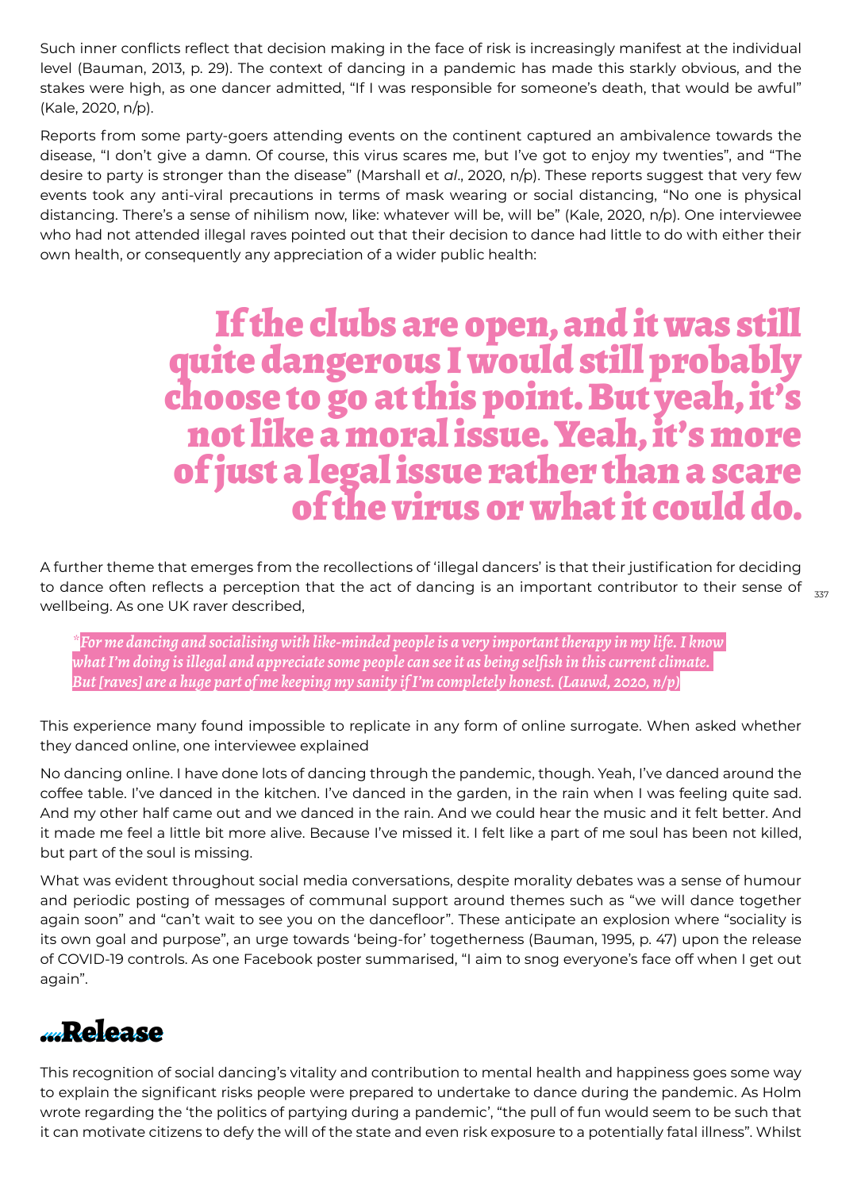Such inner conflicts reflect that decision making in the face of risk is increasingly manifest at the individual level (Bauman, 2013, p. 29). The context of dancing in a pandemic has made this starkly obvious, and the stakes were high, as one dancer admitted, "If I was responsible for someone's death, that would be awful" (Kale, 2020, n/p).

Reports from some party-goers attending events on the continent captured an ambivalence towards the disease, "I don't give a damn. Of course, this virus scares me, but I've got to enjoy my twenties", and "The desire to party is stronger than the disease" (Marshall et *al*., 2020, n/p). These reports suggest that very few events took any anti-viral precautions in terms of mask wearing or social distancing, "No one is physical distancing. There's a sense of nihilism now, like: whatever will be, will be" (Kale, 2020, n/p). One interviewee who had not attended illegal raves pointed out that their decision to dance had little to do with either their own health, or consequently any appreciation of a wider public health:

> **If the clubs are open, and it was still quite dangerous I would still probably choose to go at this point. But yeah, it's not like a moral issue. Yeah, it's more of just a legal issue rather than a scare of the virus or what it could do.**

A further theme that emerges from the recollections of 'illegal dancers' is that their justification for deciding to dance often reflects a perception that the act of dancing is an important contributor to their sense of wellbeing. As one UK raver described,

> *For me dancing and socialising with like-minded people is a very important therapy in my life. I know what I'm doing is illegal and appreciate some people can see it as being selfish in this current climate. But [raves] are a huge part of me keeping my sanity if I'm completely honest. (Lauwd, 2020, n/p)*

This experience many found impossible to replicate in any form of online surrogate. When asked whether they danced online, one interviewee explained

No dancing online. I have done lots of dancing through the pandemic, though. Yeah, I've danced around the coffee table. I've danced in the kitchen. I've danced in the garden, in the rain when I was feeling quite sad. And my other half came out and we danced in the rain. And we could hear the music and it felt better. And it made me feel a little bit more alive. Because I've missed it. I felt like a part of me soul has been not killed, but part of the soul is missing.

What was evident throughout social media conversations, despite morality debates was a sense of humour and periodic posting of messages of communal support around themes such as "we will dance together again soon" and "can't wait to see you on the dancefloor". These anticipate an explosion where "sociality is its own goal and purpose", an urge towards 'being-for' togetherness (Bauman, 1995, p. 47) upon the release of COVID-19 controls. As one Facebook poster summarised, "I aim to snog everyone's face off when I get out again".

## ...Release

This recognition of social dancing's vitality and contribution to mental health and happiness goes some way to explain the significant risks people were prepared to undertake to dance during the pandemic. As Holm wrote regarding the 'the politics of partying during a pandemic', "the pull of fun would seem to be such that it can motivate citizens to defy the will of the state and even risk exposure to a potentially fatal illness". Whilst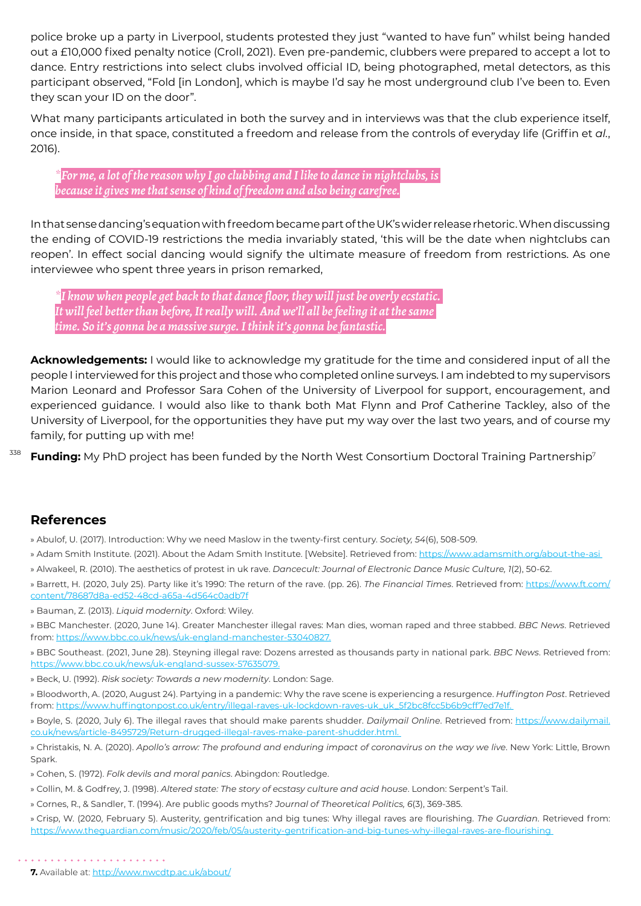police broke up a party in Liverpool, students protested they just "wanted to have fun" whilst being handed out a £10,000 fixed penalty notice (Croll, 2021). Even pre-pandemic, clubbers were prepared to accept a lot to dance. Entry restrictions into select clubs involved official ID, being photographed, metal detectors, as this participant observed, "Fold [in London], which is maybe I'd say he most underground club I've been to. Even they scan your ID on the door".

What many participants articulated in both the survey and in interviews was that the club experience itself, once inside, in that space, constituted a freedom and release from the controls of everyday life (Griffin et *al*., 2016).

> *For me, a lot of the reason why I go clubbing and I like to dance in nightclubs, is because it gives me that sense of kind of freedom and also being carefree.*

In that sense dancing's equation with freedom became part of the UK's wider release rhetoric. When discussing the ending of COVID-19 restrictions the media invariably stated, 'this will be the date when nightclubs can reopen'. In effect social dancing would signify the ultimate measure of freedom from restrictions. As one interviewee who spent three years in prison remarked,

> *I know when people get back to that dance floor, they will just be overly ecstatic. It will feel better than before, It really will. And we'll all be feeling it at the same time. So it's gonna be a massive surge. I think it's gonna be fantastic.*

**Acknowledgements:** I would like to acknowledge my gratitude for the time and considered input of all the people I interviewed for this project and those who completed online surveys. I am indebted to my supervisors Marion Leonard and Professor Sara Cohen of the University of Liverpool for support, encouragement, and experienced guidance. I would also like to thank both Mat Flynn and Prof Catherine Tackley, also of the University of Liverpool, for the opportunities they have put my way over the last two years, and of course my family, for putting up with me!

**Funding:** My PhD project has been funded by the North West Consortium Doctoral Training Partnership[7]

## References

» Abulof, U. (2017). Introduction: Why we need Maslow in the twenty-first century. *Society, 54*(6), 508-509.

» Adam Smith Institute. (2021). About the Adam Smith Institute. [Website]. Retrieved from: https://www.adamsmith.org/about-the-asi

» Alwakeel, R. (2010). The aesthetics of protest in uk rave. *Dancecult: Journal of Electronic Dance Music Culture, 1*(2), 50-62.

» Barrett, H. (2020, July 25). Party like it's 1990: The return of the rave. (pp. 26). *The Financial Times*. Retrieved from: https://www.ft.com/content/78687d8a-ed52-48cd-a65a-4d564c0adb7f

» Bauman, Z. (2013). *Liquid modernity*. Oxford: Wiley.

» BBC Manchester. (2020, June 14). Greater Manchester illegal raves: Man dies, woman raped and three stabbed. *BBC News*. Retrieved from: https://www.bbc.co.uk/news/uk-england-manchester-53040827.

» BBC Southeast. (2021, June 28). Steyning illegal rave: Dozens arrested as thousands party in national park. *BBC News*. Retrieved from: https://www.bbc.co.uk/news/uk-england-sussex-57635079.

» Beck, U. (1992). *Risk society: Towards a new modernity*. London: Sage.

» Bloodworth, A. (2020, August 24). Partying in a pandemic: Why the rave scene is experiencing a resurgence. *Huffington Post*. Retrieved from: https://www.huffingtonpost.co.uk/entry/illegal-raves-uk-lockdown-raves-uk_uk_5f2bc8fcc5b6b9cff7ed7e1f.

» Boyle, S. (2020, July 6). The illegal raves that should make parents shudder. *Dailymail Online*. Retrieved from: https://www.dailymail.co.uk/news/article-8495729/Return-drugged-illegal-raves-make-parent-shudder.html.

» Christakis, N. A. (2020). *Apollo's arrow: The profound and enduring impact of coronavirus on the way we live*. New York: Little, Brown Spark.

» Cohen, S. (1972). *Folk devils and moral panics*. Abingdon: Routledge.

» Collin, M. & Godfrey, J. (1998). *Altered state: The story of ecstasy culture and acid house*. London: Serpent's Tail.

» Cornes, R., & Sandler, T. (1994). Are public goods myths? *Journal of Theoretical Politics, 6*(3), 369-385.

» Crisp, W. (2020, February 5). Austerity, gentrification and big tunes: Why illegal raves are flourishing. *The Guardian*. Retrieved from: https://www.theguardian.com/music/2020/feb/05/austerity-gentrification-and-big-tunes-why-illegal-raves-are-flourishing

**7.** Available at: http://www.nwcdtp.ac.uk/about/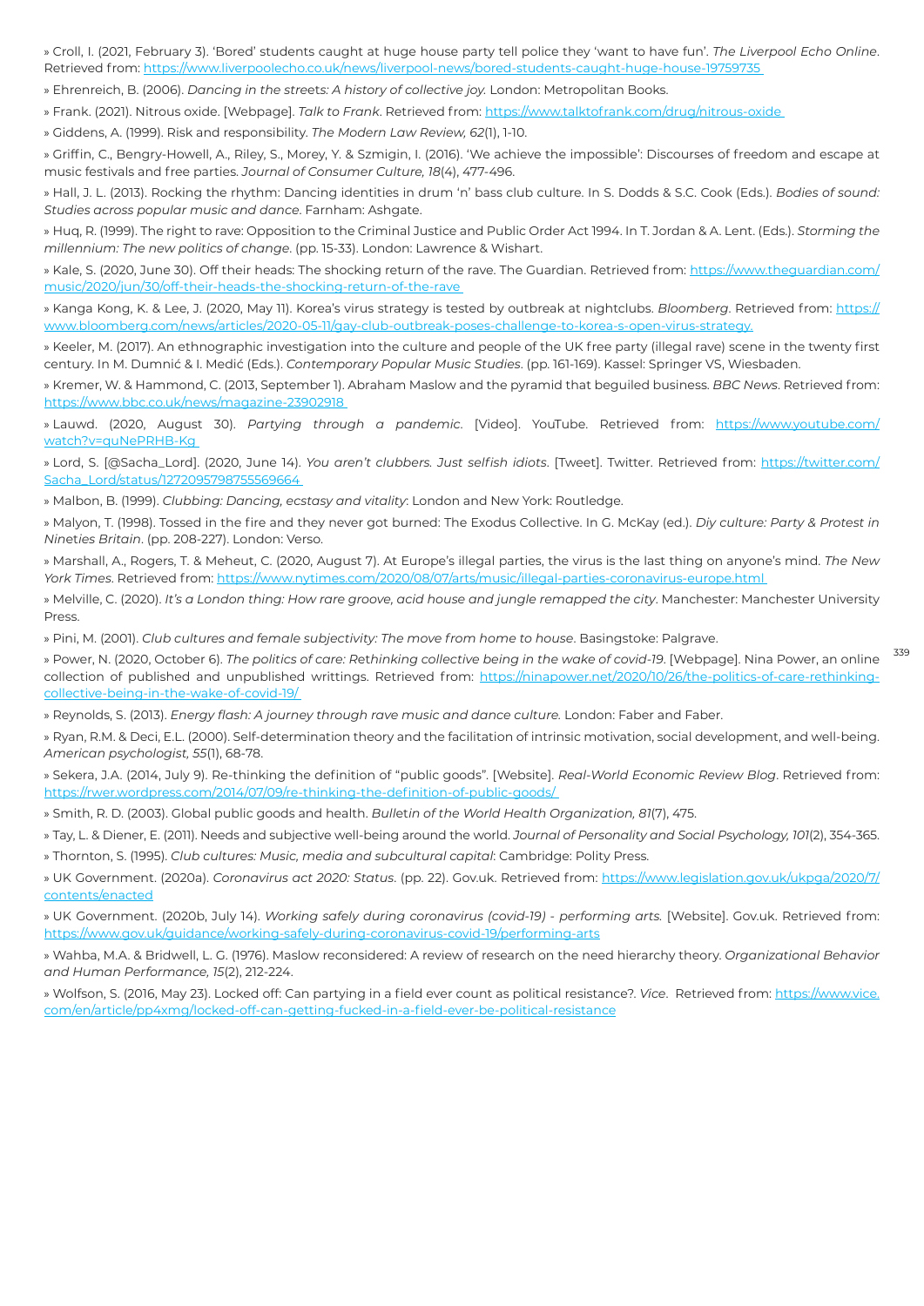» Croll, I. (2021, February 3). 'Bored' students caught at huge house party tell police they 'want to have fun'. *The Liverpool Echo Online*. Retrieved from: https://www.liverpoolecho.co.uk/news/liverpool-news/bored-students-caught-huge-house-19759735

» Ehrenreich, B. (2006). *Dancing in the streets: A history of collective joy.* London: Metropolitan Books.

» Frank. (2021). Nitrous oxide. [Webpage]. *Talk to Frank*. Retrieved from: https://www.talktofrank.com/drug/nitrous-oxide

» Giddens, A. (1999). Risk and responsibility. *The Modern Law Review, 62*(1), 1-10.

» Griffin, C., Bengry-Howell, A., Riley, S., Morey, Y. & Szmigin, I. (2016). 'We achieve the impossible': Discourses of freedom and escape at music festivals and free parties. *Journal of Consumer Culture, 18*(4), 477-496.

» Hall, J. L. (2013). Rocking the rhythm: Dancing identities in drum 'n' bass club culture. In S. Dodds & S.C. Cook (Eds.). *Bodies of sound: Studies across popular music and dance*. Farnham: Ashgate.

» Huq, R. (1999). The right to rave: Opposition to the Criminal Justice and Public Order Act 1994. In T. Jordan & A. Lent. (Eds.). *Storming the millennium: The new politics of change*. (pp. 15-33). London: Lawrence & Wishart.

» Kale, S. (2020, June 30). Off their heads: The shocking return of the rave. The Guardian. Retrieved from: https://www.theguardian.com/music/2020/jun/30/off-their-heads-the-shocking-return-of-the-rave

» Kanga Kong, K. & Lee, J. (2020, May 11). Korea's virus strategy is tested by outbreak at nightclubs. *Bloomberg*. Retrieved from: https://www.bloomberg.com/news/articles/2020-05-11/gay-club-outbreak-poses-challenge-to-korea-s-open-virus-strategy.

» Keeler, M. (2017). An ethnographic investigation into the culture and people of the UK free party (illegal rave) scene in the twenty first century. In M. Dumnić & I. Medić (Eds.). *Contemporary Popular Music Studies*. (pp. 161-169). Kassel: Springer VS, Wiesbaden.

» Kremer, W. & Hammond, C. (2013, September 1). Abraham Maslow and the pyramid that beguiled business. *BBC News*. Retrieved from: https://www.bbc.co.uk/news/magazine-23902918

» Lauwd. (2020, August 30). *Partying through a pandemic*. [Video]. YouTube. Retrieved from: https://www.youtube.com/watch?v=quNePRHB-Kg

» Lord, S. [@Sacha_Lord]. (2020, June 14). *You aren't clubbers. Just selfish idiots*. [Tweet]. Twitter. Retrieved from: https://twitter.com/Sacha_Lord/status/1272095798755569664

» Malbon, B. (1999). *Clubbing: Dancing, ecstasy and vitality*: London and New York: Routledge.

» Malyon, T. (1998). Tossed in the fire and they never got burned: The Exodus Collective. In G. McKay (ed.). *Diy culture: Party & Protest in Nineties Britain*. (pp. 208-227). London: Verso.

» Marshall, A., Rogers, T. & Meheut, C. (2020, August 7). At Europe's illegal parties, the virus is the last thing on anyone's mind. *The New York Times*. Retrieved from: https://www.nytimes.com/2020/08/07/arts/music/illegal-parties-coronavirus-europe.html

» Melville, C. (2020). *It's a London thing: How rare groove, acid house and jungle remapped the city*. Manchester: Manchester University Press.

» Pini, M. (2001). *Club cultures and female subjectivity: The move from home to house*. Basingstoke: Palgrave.

» Power, N. (2020, October 6). *The politics of care: Rethinking collective being in the wake of covid-19*. [Webpage]. Nina Power, an online collection of published and unpublished writtings. Retrieved from: https://ninapower.net/2020/10/26/the-politics-of-care-rethinking-collective-being-in-the-wake-of-covid-19/

» Reynolds, S. (2013). *Energy flash: A journey through rave music and dance culture.* London: Faber and Faber.

» Ryan, R.M. & Deci, E.L. (2000). Self-determination theory and the facilitation of intrinsic motivation, social development, and well-being. *American psychologist, 55*(1), 68-78.

» Sekera, J.A. (2014, July 9). Re-thinking the definition of "public goods". [Website]. *Real-World Economic Review Blog*. Retrieved from: https://rwer.wordpress.com/2014/07/09/re-thinking-the-definition-of-public-goods/

» Smith, R. D. (2003). Global public goods and health. *Bulletin of the World Health Organization, 81*(7), 475.

» Tay, L. & Diener, E. (2011). Needs and subjective well-being around the world. *Journal of Personality and Social Psychology, 101*(2), 354-365.

» Thornton, S. (1995). *Club cultures: Music, media and subcultural capital*: Cambridge: Polity Press.

» UK Government. (2020a). *Coronavirus act 2020: Status*. (pp. 22). Gov.uk. Retrieved from: https://www.legislation.gov.uk/ukpga/2020/7/contents/enacted

» UK Government. (2020b, July 14). *Working safely during coronavirus (covid-19) - performing arts.* [Website]. Gov.uk. Retrieved from: https://www.gov.uk/guidance/working-safely-during-coronavirus-covid-19/performing-arts

» Wahba, M.A. & Bridwell, L. G. (1976). Maslow reconsidered: A review of research on the need hierarchy theory. *Organizational Behavior and Human Performance, 15*(2), 212-224.

» Wolfson, S. (2016, May 23). Locked off: Can partying in a field ever count as political resistance?. *Vice*. Retrieved from: https://www.vice.com/en/article/pp4xmg/locked-off-can-getting-fucked-in-a-field-ever-be-political-resistance